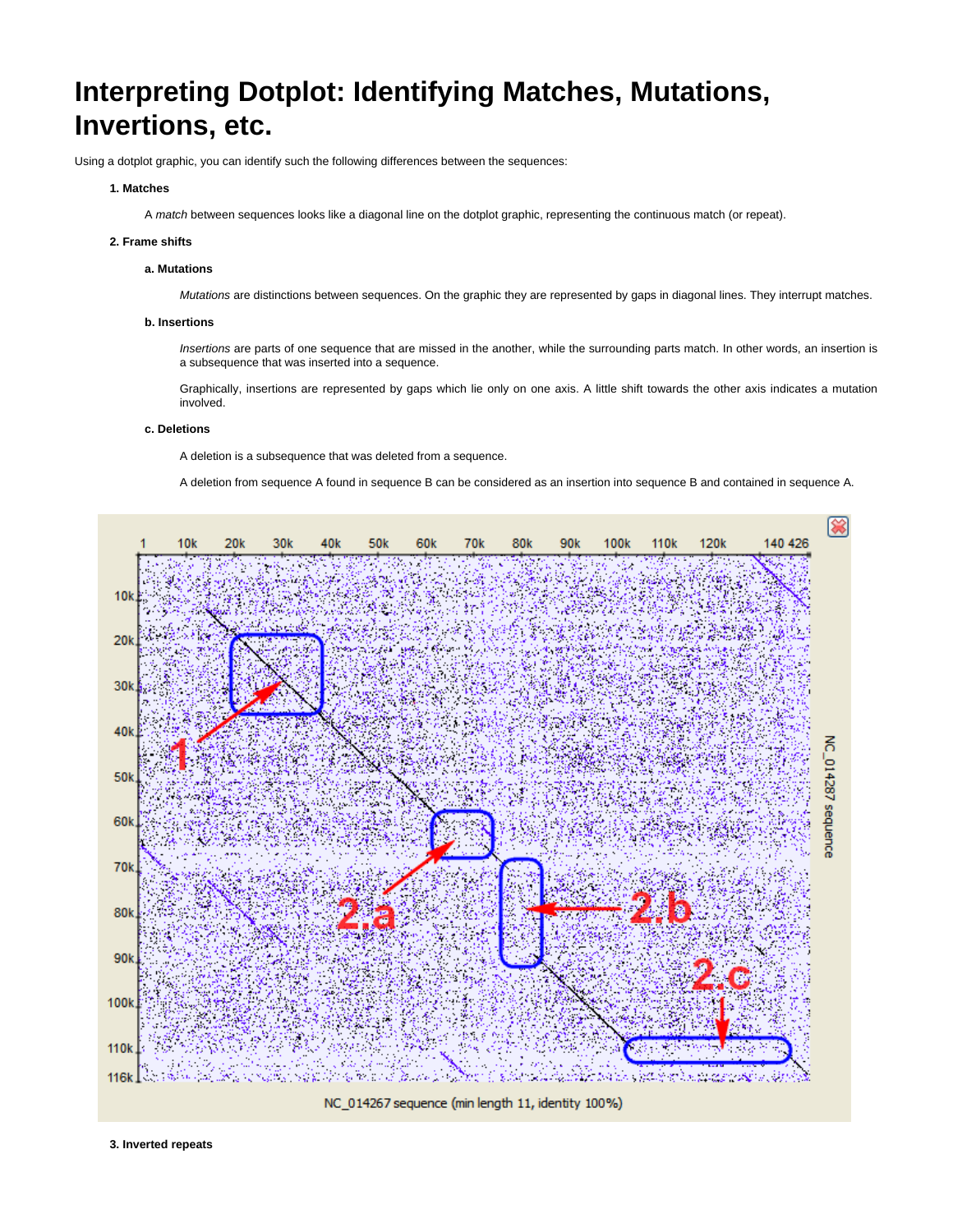# Interpreting Dotplot: Identifying Matches, Mutations, Invertions, etc.

Using a dotplot graphic, you can identify such the following differences between the sequences:

**1. Matches**

A *match* between sequences looks like a diagonal line on the dotplot graphic, representing the continuous match (or repeat).

**2. Frame shifts**

**a. Mutations**

*Mutations* are distinctions between sequences. On the graphic they are represented by gaps in diagonal lines. They interrupt matches.

**b. Insertions**

*Insertions* are parts of one sequence that are missed in the another, while the surrounding parts match. In other words, an insertion is a subsequence that was inserted into a sequence.

Graphically, insertions are represented by gaps which lie only on one axis. A little shift towards the other axis indicates a mutation involved.

**c. Deletions**

A deletion is a subsequence that was deleted from a sequence.

A deletion from sequence A found in sequence B can be considered as an insertion into sequence B and contained in sequence A.

**3. Inverted repeats**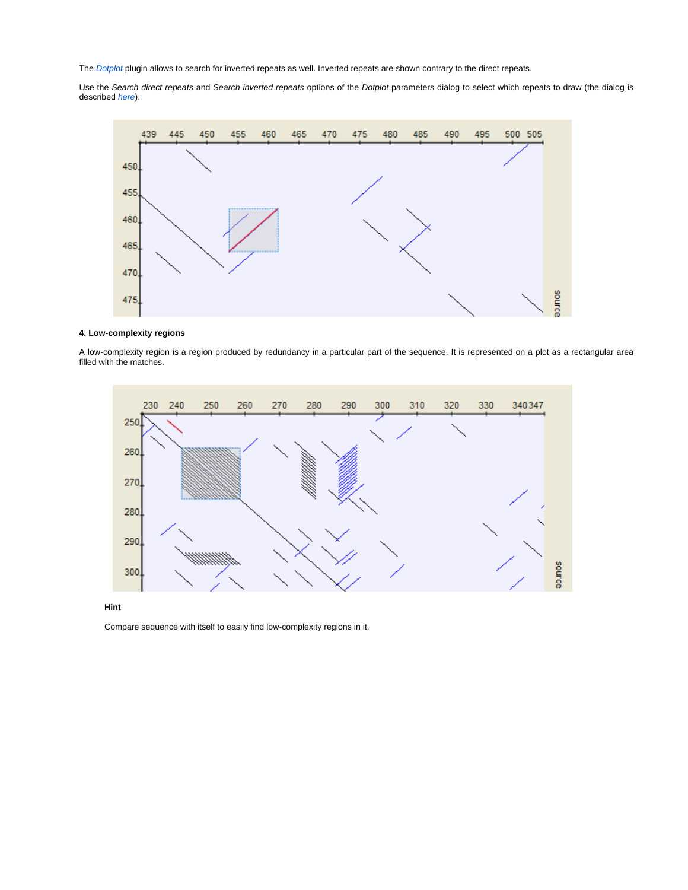The *Dotplot* plugin allows to search for inverted repeats as well. Inverted repeats are shown contrary to the direct repeats.

Use the *Search direct repeats* and *Search inverted repeats* options of the *Dotplot* parameters dialog to select which repeats to draw (the dialog is described *here*).

439 445 450 455 460 465 470 475 480 485 490 495 500 505

450
455
460
465
470
475

source

**4. Low-complexity regions**

A low-complexity region is a region produced by redundancy in a particular part of the sequence. It is represented on a plot as a rectangular area filled with the matches.

230 240 250 260 270 280 290 300 310 320 330 340 347

250
260
270
280
290
300

source

**Hint**

Compare sequence with itself to easily find low-complexity regions in it.